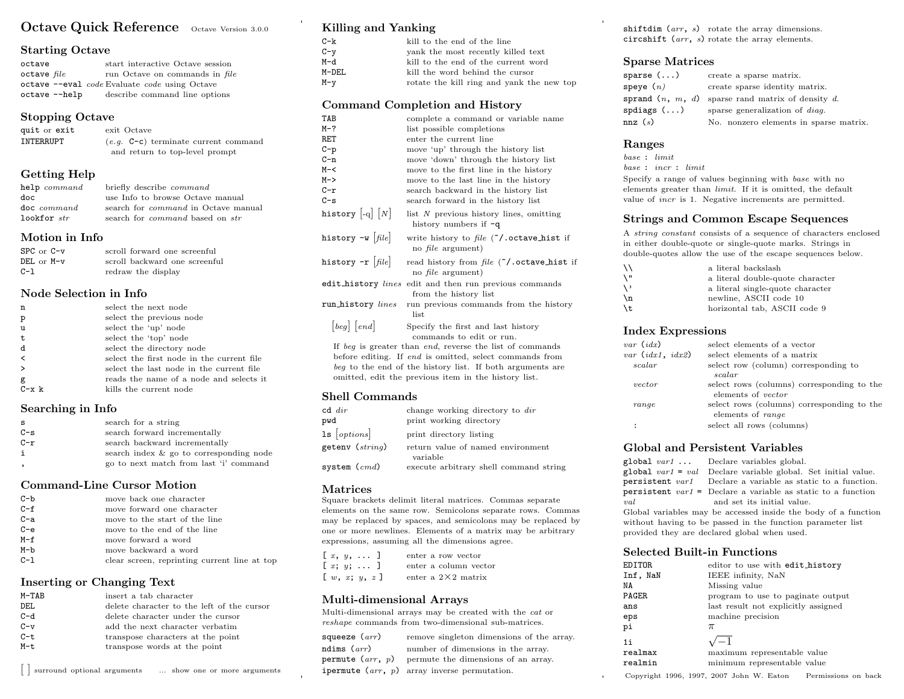# Octave Quick Reference

Octave Version 3.0.0

## Starting Octave

| | |
|---|---|
| `octave` | start interactive Octave session |
| `octave` *file* | run Octave on commands in *file* |
| `octave --eval` *code* | Evaluate *code* using Octave |
| `octave --help` | describe command line options |

## Stopping Octave

| | |
|---|---|
| `quit` or `exit` | exit Octave |
| `INTERRUPT` | (*e.g.* `C-c`) terminate current command and return to top-level prompt |

## Getting Help

| | |
|---|---|
| `help` *command* | briefly describe *command* |
| `doc` | use Info to browse Octave manual |
| `doc` *command* | search for *command* in Octave manual |
| `lookfor` *str* | search for *command* based on *str* |

## Motion in Info

| | |
|---|---|
| `SPC` or `C-v` | scroll forward one screenful |
| `DEL` or `M-v` | scroll backward one screenful |
| `C-l` | redraw the display |

## Node Selection in Info

| | |
|---|---|
| `n` | select the next node |
| `p` | select the previous node |
| `u` | select the 'up' node |
| `t` | select the 'top' node |
| `d` | select the directory node |
| `<` | select the first node in the current file |
| `>` | select the last node in the current file |
| `g` | reads the name of a node and selects it |
| `C-x k` | kills the current node |

## Searching in Info

| | |
|---|---|
| `s` | search for a string |
| `C-s` | search forward incrementally |
| `C-r` | search backward incrementally |
| `i` | search index & go to corresponding node |
| `,` | go to next match from last 'i' command |

## Command-Line Cursor Motion

| | |
|---|---|
| `C-b` | move back one character |
| `C-f` | move forward one character |
| `C-a` | move to the start of the line |
| `C-e` | move to the end of the line |
| `M-f` | move forward a word |
| `M-b` | move backward a word |
| `C-l` | clear screen, reprinting current line at top |

## Inserting or Changing Text

| | |
|---|---|
| `M-TAB` | insert a tab character |
| `DEL` | delete character to the left of the cursor |
| `C-d` | delete character under the cursor |
| `C-v` | add the next character verbatim |
| `C-t` | transpose characters at the point |
| `M-t` | transpose words at the point |

[ ] surround optional arguments ... show one or more arguments

## Killing and Yanking

| | |
|---|---|
| `C-k` | kill to the end of the line |
| `C-y` | yank the most recently killed text |
| `M-d` | kill to the end of the current word |
| `M-DEL` | kill the word behind the cursor |
| `M-y` | rotate the kill ring and yank the new top |

## Command Completion and History

| | |
|---|---|
| `TAB` | complete a command or variable name |
| `M-?` | list possible completions |
| `RET` | enter the current line |
| `C-p` | move 'up' through the history list |
| `C-n` | move 'down' through the history list |
| `M-<` | move to the first line in the history |
| `M->` | move to the last line in the history |
| `C-r` | search backward in the history list |
| `C-s` | search forward in the history list |
| `history` [-q] [*N*] | list *N* previous history lines, omitting history numbers if `-q` |
| `history -w` [*file*] | write history to *file* (`~/.octave_hist` if no *file* argument) |
| `history -r` [*file*] | read history from *file* (`~/.octave_hist` if no *file* argument) |
| `edit_history` *lines* | edit and then run previous commands from the history list |
| `run_history` *lines* | run previous commands from the history list |
| [*beg*] [*end*] | Specify the first and last history commands to edit or run. |

If *beg* is greater than *end*, reverse the list of commands before editing. If *end* is omitted, select commands from *beg* to the end of the history list. If both arguments are omitted, edit the previous item in the history list.

## Shell Commands

| | |
|---|---|
| `cd` *dir* | change working directory to *dir* |
| `pwd` | print working directory |
| `ls` [*options*] | print directory listing |
| `getenv` (*string*) | return value of named environment variable |
| `system` (*cmd*) | execute arbitrary shell command string |

## Matrices

Square brackets delimit literal matrices. Commas separate elements on the same row. Semicolons separate rows. Commas may be replaced by spaces, and semicolons may be replaced by one or more newlines. Elements of a matrix may be arbitrary expressions, assuming all the dimensions agree.

| | |
|---|---|
| `[` *x*, *y*, ... `]` | enter a row vector |
| `[` *x*; *y*; ... `]` | enter a column vector |
| `[` *w*, *x*; *y*, *z* `]` | enter a 2×2 matrix |

## Multi-dimensional Arrays

Multi-dimensional arrays may be created with the *cat* or *reshape* commands from two-dimensional sub-matrices.

| | |
|---|---|
| `squeeze` (*arr*) | remove singleton dimensions of the array. |
| `ndims` (*arr*) | number of dimensions in the array. |
| `permute` (*arr*, *p*) | permute the dimensions of an array. |
| `ipermute` (*arr*, *p*) | array inverse permutation. |
| `shiftdim` (*arr*, *s*) | rotate the array dimensions. |
| `circshift` (*arr*, *s*) | rotate the array elements. |

## Sparse Matrices

| | |
|---|---|
| `sparse` (...) | create a sparse matrix. |
| `speye` (*n*) | create sparse identity matrix. |
| `sprand` (*n*, *m*, *d*) | sparse rand matrix of density *d*. |
| `spdiags` (...) | sparse generalization of *diag*. |
| `nnz` (*s*) | No. nonzero elements in sparse matrix. |

## Ranges

*base* : *limit*

*base* : *incr* : *limit*

Specify a range of values beginning with *base* with no elements greater than *limit*. If it is omitted, the default value of *incr* is 1. Negative increments are permitted.

## Strings and Common Escape Sequences

A *string constant* consists of a sequence of characters enclosed in either double-quote or single-quote marks. Strings in double-quotes allow the use of the escape sequences below.

| | |
|---|---|
| `\\` | a literal backslash |
| `\"` | a literal double-quote character |
| `\'` | a literal single-quote character |
| `\n` | newline, ASCII code 10 |
| `\t` | horizontal tab, ASCII code 9 |

## Index Expressions

| | |
|---|---|
| *var* (*idx*) | select elements of a vector |
| *var* (*idx1*, *idx2*) | select elements of a matrix |
| *scalar* | select row (column) corresponding to *scalar* |
| *vector* | select rows (columns) corresponding to the elements of *vector* |
| *range* | select rows (columns) corresponding to the elements of *range* |
| `:` | select all rows (columns) |

## Global and Persistent Variables

| | |
|---|---|
| `global` *var1* ... | Declare variables global. |
| `global` *var1* `=` *val* | Declare variable global. Set initial value. |
| `persistent` *var1* | Declare a variable as static to a function. |
| `persistent` *var1* `=` *val* | Declare a variable as static to a function and set its initial value. |

Global variables may be accessed inside the body of a function without having to be passed in the function parameter list provided they are declared global when used.

## Selected Built-in Functions

| | |
|---|---|
| `EDITOR` | editor to use with `edit_history` |
| `Inf, NaN` | IEEE infinity, NaN |
| `NA` | Missing value |
| `PAGER` | program to use to paginate output |
| `ans` | last result not explicitly assigned |
| `eps` | machine precision |
| `pi` | $\pi$ |
| `1i` | $\sqrt{-1}$ |
| `realmax` | maximum representable value |
| `realmin` | minimum representable value |

Copyright 1996, 1997, 2007 John W. Eaton Permissions on back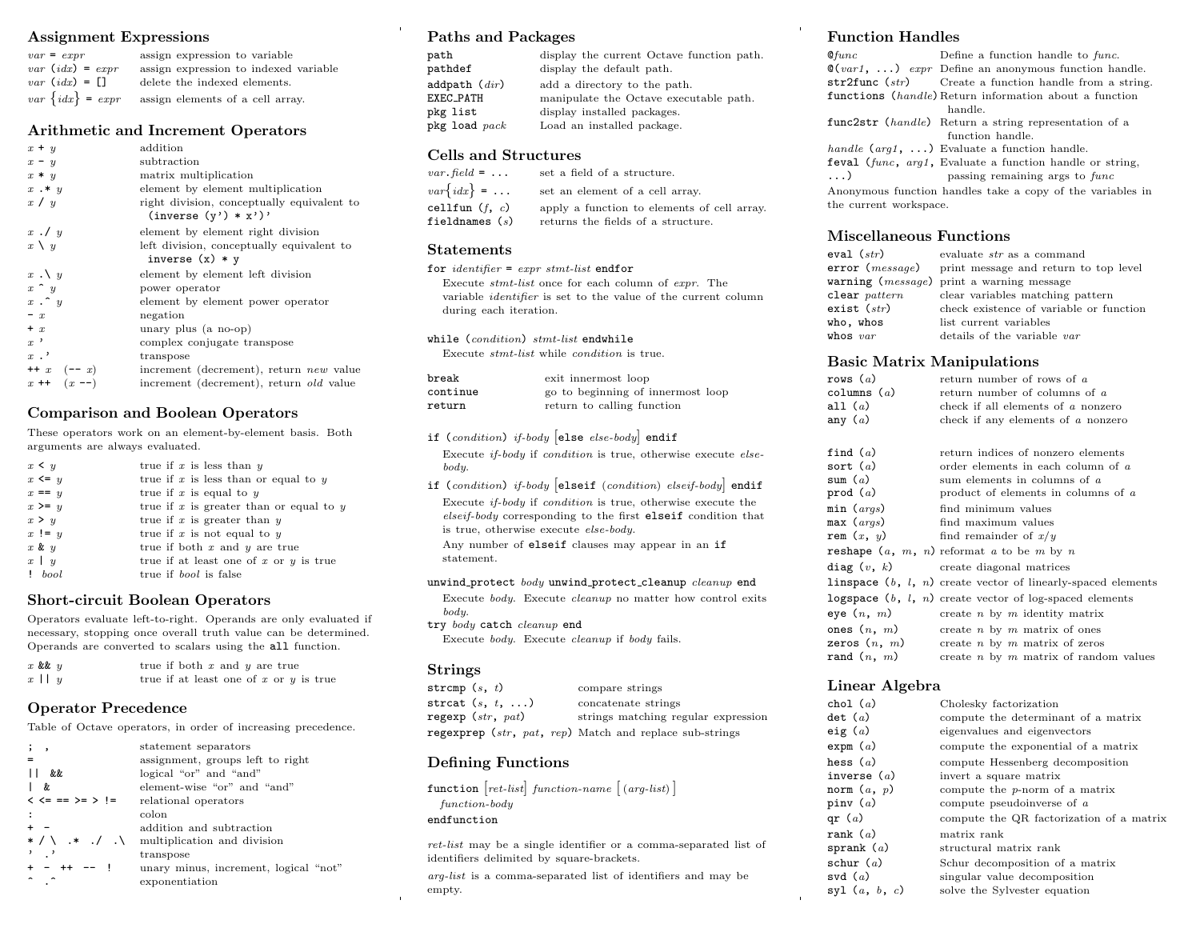## Assignment Expressions

| | |
|---|---|
| *var* = *expr* | assign expression to variable |
| *var* (*idx*) = *expr* | assign expression to indexed variable |
| *var* (*idx*) = [] | delete the indexed elements. |
| *var* {*idx*} = *expr* | assign elements of a cell array. |

## Arithmetic and Increment Operators

| | |
|---|---|
| *x* + *y* | addition |
| *x* - *y* | subtraction |
| *x* * *y* | matrix multiplication |
| *x* .* *y* | element by element multiplication |
| *x* / *y* | right division, conceptually equivalent to `(inverse (y') * x')'` |
| *x* ./ *y* | element by element right division |
| *x* \ *y* | left division, conceptually equivalent to `inverse (x) * y` |
| *x* .\ *y* | element by element left division |
| *x* ^ *y* | power operator |
| *x* .^ *y* | element by element power operator |
| - *x* | negation |
| + *x* | unary plus (a no-op) |
| *x* ' | complex conjugate transpose |
| *x* .' | transpose |
| ++ *x* (-- *x*) | increment (decrement), return *new* value |
| *x* ++ (*x* --) | increment (decrement), return *old* value |

## Comparison and Boolean Operators

These operators work on an element-by-element basis. Both arguments are always evaluated.

| | |
|---|---|
| *x* < *y* | true if *x* is less than *y* |
| *x* <= *y* | true if *x* is less than or equal to *y* |
| *x* == *y* | true if *x* is equal to *y* |
| *x* >= *y* | true if *x* is greater than or equal to *y* |
| *x* > *y* | true if *x* is greater than *y* |
| *x* != *y* | true if *x* is not equal to *y* |
| *x* & *y* | true if both *x* and *y* are true |
| *x* \| *y* | true if at least one of *x* or *y* is true |
| ! *bool* | true if *bool* is false |

## Short-circuit Boolean Operators

Operators evaluate left-to-right. Operands are only evaluated if necessary, stopping once overall truth value can be determined. Operands are converted to scalars using the `all` function.

| | |
|---|---|
| *x* && *y* | true if both *x* and *y* are true |
| *x* \|\| *y* | true if at least one of *x* or *y* is true |

## Operator Precedence

Table of Octave operators, in order of increasing precedence.

| | |
|---|---|
| ; , | statement separators |
| = | assignment, groups left to right |
| \|\| && | logical "or" and "and" |
| \| & | element-wise "or" and "and" |
| < <= == >= > != | relational operators |
| : | colon |
| + - | addition and subtraction |
| * / \ .* ./ .\ | multiplication and division |
| ' .' | transpose |
| + - ++ -- ! | unary minus, increment, logical "not" |
| ^ .^ | exponentiation |

## Paths and Packages

| | |
|---|---|
| `path` | display the current Octave function path. |
| `pathdef` | display the default path. |
| `addpath` (*dir*) | add a directory to the path. |
| `EXEC_PATH` | manipulate the Octave executable path. |
| `pkg list` | display installed packages. |
| `pkg load` *pack* | Load an installed package. |

## Cells and Structures

| | |
|---|---|
| *var*.*field* = ... | set a field of a structure. |
| *var*{*idx*} = ... | set an element of a cell array. |
| `cellfun` (*f*, *c*) | apply a function to elements of cell array. |
| `fieldnames` (*s*) | returns the fields of a structure. |

## Statements

`for` *identifier* = *expr* *stmt-list* `endfor`
Execute *stmt-list* once for each column of *expr*. The variable *identifier* is set to the value of the current column during each iteration.

`while` (*condition*) *stmt-list* `endwhile`
Execute *stmt-list* while *condition* is true.

| | |
|---|---|
| `break` | exit innermost loop |
| `continue` | go to beginning of innermost loop |
| `return` | return to calling function |

`if` (*condition*) *if-body* [`else` *else-body*] `endif`
Execute *if-body* if *condition* is true, otherwise execute *else-body*.

`if` (*condition*) *if-body* [`elseif` (*condition*) *elseif-body*] `endif`
Execute *if-body* if *condition* is true, otherwise execute the *elseif-body* corresponding to the first `elseif` condition that is true, otherwise execute *else-body*.
Any number of `elseif` clauses may appear in an `if` statement.

`unwind_protect` *body* `unwind_protect_cleanup` *cleanup* `end`
Execute *body*. Execute *cleanup* no matter how control exits *body*.

`try` *body* `catch` *cleanup* `end`
Execute *body*. Execute *cleanup* if *body* fails.

## Strings

| | |
|---|---|
| `strcmp` (*s*, *t*) | compare strings |
| `strcat` (*s*, *t*, ...) | concatenate strings |
| `regexp` (*str*, *pat*) | strings matching regular expression |
| `regexprep` (*str*, *pat*, *rep*) | Match and replace sub-strings |

## Defining Functions

`function` [*ret-list*] *function-name* [(*arg-list*)]
*function-body*
`endfunction`

*ret-list* may be a single identifier or a comma-separated list of identifiers delimited by square-brackets.

*arg-list* is a comma-separated list of identifiers and may be empty.

## Function Handles

| | |
|---|---|
| @*func* | Define a function handle to *func*. |
| @(*var1*, ...) *expr* | Define an anonymous function handle. |
| `str2func` (*str*) | Create a function handle from a string. |
| `functions` (*handle*) | Return information about a function handle. |
| `func2str` (*handle*) | Return a string representation of a function handle. |
| *handle* (*arg1*, ...) | Evaluate a function handle. |
| `feval` (*func*, *arg1*, ...) | Evaluate a function handle or string, passing remaining args to *func* |

Anonymous function handles take a copy of the variables in the current workspace.

## Miscellaneous Functions

| | |
|---|---|
| `eval` (*str*) | evaluate *str* as a command |
| `error` (*message*) | print message and return to top level |
| `warning` (*message*) | print a warning message |
| `clear` *pattern* | clear variables matching pattern |
| `exist` (*str*) | check existence of variable or function |
| `who, whos` | list current variables |
| `whos` *var* | details of the variable *var* |

## Basic Matrix Manipulations

| | |
|---|---|
| `rows` (*a*) | return number of rows of *a* |
| `columns` (*a*) | return number of columns of *a* |
| `all` (*a*) | check if all elements of *a* nonzero |
| `any` (*a*) | check if any elements of *a* nonzero |
| `find` (*a*) | return indices of nonzero elements |
| `sort` (*a*) | order elements in each column of *a* |
| `sum` (*a*) | sum elements in columns of *a* |
| `prod` (*a*) | product of elements in columns of *a* |
| `min` (*args*) | find minimum values |
| `max` (*args*) | find maximum values |
| `rem` (*x*, *y*) | find remainder of *x*/*y* |
| `reshape` (*a*, *m*, *n*) | reformat *a* to be *m* by *n* |
| `diag` (*v*, *k*) | create diagonal matrices |
| `linspace` (*b*, *l*, *n*) | create vector of linearly-spaced elements |
| `logspace` (*b*, *l*, *n*) | create vector of log-spaced elements |
| `eye` (*n*, *m*) | create *n* by *m* identity matrix |
| `ones` (*n*, *m*) | create *n* by *m* matrix of ones |
| `zeros` (*n*, *m*) | create *n* by *m* matrix of zeros |
| `rand` (*n*, *m*) | create *n* by *m* matrix of random values |

## Linear Algebra

| | |
|---|---|
| `chol` (*a*) | Cholesky factorization |
| `det` (*a*) | compute the determinant of a matrix |
| `eig` (*a*) | eigenvalues and eigenvectors |
| `expm` (*a*) | compute the exponential of a matrix |
| `hess` (*a*) | compute Hessenberg decomposition |
| `inverse` (*a*) | invert a square matrix |
| `norm` (*a*, *p*) | compute the *p*-norm of a matrix |
| `pinv` (*a*) | compute pseudoinverse of *a* |
| `qr` (*a*) | compute the QR factorization of a matrix |
| `rank` (*a*) | matrix rank |
| `sprank` (*a*) | structural matrix rank |
| `schur` (*a*) | Schur decomposition of a matrix |
| `svd` (*a*) | singular value decomposition |
| `syl` (*a*, *b*, *c*) | solve the Sylvester equation |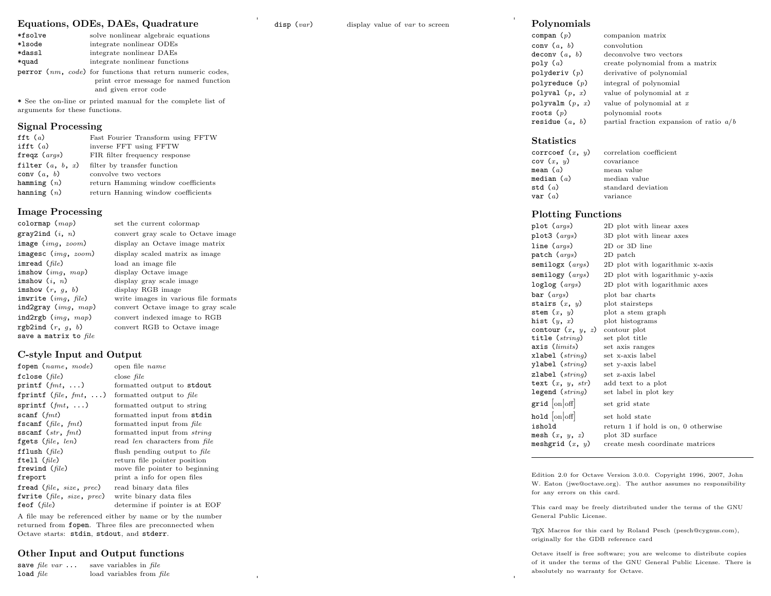## Equations, ODEs, DAEs, Quadrature

| | |
|---|---|
| `*fsolve` | solve nonlinear algebraic equations |
| `*lsode` | integrate nonlinear ODEs |
| `*dassl` | integrate nonlinear DAEs |
| `*quad` | integrate nonlinear functions |
| `perror` (*nm*, *code*) | for functions that return numeric codes, print error message for named function and given error code |

* See the on-line or printed manual for the complete list of arguments for these functions.

## Signal Processing

| | |
|---|---|
| `fft` (*a*) | Fast Fourier Transform using FFTW |
| `ifft` (*a*) | inverse FFT using FFTW |
| `freqz` (*args*) | FIR filter frequency response |
| `filter` (*a*, *b*, *x*) | filter by transfer function |
| `conv` (*a*, *b*) | convolve two vectors |
| `hamming` (*n*) | return Hamming window coefficients |
| `hanning` (*n*) | return Hanning window coefficients |

## Image Processing

| | |
|---|---|
| `colormap` (*map*) | set the current colormap |
| `gray2ind` (*i*, *n*) | convert gray scale to Octave image |
| `image` (*img*, *zoom*) | display an Octave image matrix |
| `imagesc` (*img*, *zoom*) | display scaled matrix as image |
| `imread` (*file*) | load an image file |
| `imshow` (*img*, *map*) | display Octave image |
| `imshow` (*i*, *n*) | display gray scale image |
| `imshow` (*r*, *g*, *b*) | display RGB image |
| `imwrite` (*img*, *file*) | write images in various file formats |
| `ind2gray` (*img*, *map*) | convert Octave image to gray scale |
| `ind2rgb` (*img*, *map*) | convert indexed image to RGB |
| `rgb2ind` (*r*, *g*, *b*) | convert RGB to Octave image |
| `save a matrix to` *file* | |

## C-style Input and Output

| | |
|---|---|
| `fopen` (*name*, *mode*) | open file *name* |
| `fclose` (*file*) | close *file* |
| `printf` (*fmt*, ...) | formatted output to `stdout` |
| `fprintf` (*file*, *fmt*, ...) | formatted output to *file* |
| `sprintf` (*fmt*, ...) | formatted output to string |
| `scanf` (*fmt*) | formatted input from `stdin` |
| `fscanf` (*file*, *fmt*) | formatted input from *file* |
| `sscanf` (*str*, *fmt*) | formatted input from *string* |
| `fgets` (*file*, *len*) | read *len* characters from *file* |
| `fflush` (*file*) | flush pending output to *file* |
| `ftell` (*file*) | return file pointer position |
| `frewind` (*file*) | move file pointer to beginning |
| `freport` | print a info for open files |
| `fread` (*file*, *size*, *prec*) | read binary data files |
| `fwrite` (*file*, *size*, *prec*) | write binary data files |
| `feof` (*file*) | determine if pointer is at EOF |

A file may be referenced either by name or by the number returned from `fopen`. Three files are preconnected when Octave starts: `stdin`, `stdout`, and `stderr`.

## Other Input and Output functions

| | |
|---|---|
| `save` *file var* ... | save variables in *file* |
| `load` *file* | load variables from *file* |
| `disp` (*var*) | display value of *var* to screen |

## Polynomials

| | |
|---|---|
| `compan` (*p*) | companion matrix |
| `conv` (*a*, *b*) | convolution |
| `deconv` (*a*, *b*) | deconvolve two vectors |
| `poly` (*a*) | create polynomial from a matrix |
| `polyderiv` (*p*) | derivative of polynomial |
| `polyreduce` (*p*) | integral of polynomial |
| `polyval` (*p*, *x*) | value of polynomial at *x* |
| `polyvalm` (*p*, *x*) | value of polynomial at *x* |
| `roots` (*p*) | polynomial roots |
| `residue` (*a*, *b*) | partial fraction expansion of ratio $a/b$ |

## Statistics

| | |
|---|---|
| `corrcoef` (*x*, *y*) | correlation coefficient |
| `cov` (*x*, *y*) | covariance |
| `mean` (*a*) | mean value |
| `median` (*a*) | median value |
| `std` (*a*) | standard deviation |
| `var` (*a*) | variance |

## Plotting Functions

| | |
|---|---|
| `plot` (*args*) | 2D plot with linear axes |
| `plot3` (*args*) | 3D plot with linear axes |
| `line` (*args*) | 2D or 3D line |
| `patch` (*args*) | 2D patch |
| `semilogx` (*args*) | 2D plot with logarithmic x-axis |
| `semilogy` (*args*) | 2D plot with logarithmic y-axis |
| `loglog` (*args*) | 2D plot with logarithmic axes |
| `bar` (*args*) | plot bar charts |
| `stairs` (*x*, *y*) | plot stairsteps |
| `stem` (*x*, *y*) | plot a stem graph |
| `hist` (*y*, *x*) | plot histograms |
| `contour` (*x*, *y*, *z*) | contour plot |
| `title` (*string*) | set plot title |
| `axis` (*limits*) | set axis ranges |
| `xlabel` (*string*) | set x-axis label |
| `ylabel` (*string*) | set y-axis label |
| `zlabel` (*string*) | set z-axis label |
| `text` (*x*, *y*, *str*) | add text to a plot |
| `legend` (*string*) | set label in plot key |
| `grid` [on\|off] | set grid state |
| `hold` [on\|off] | set hold state |
| `ishold` | return 1 if hold is on, 0 otherwise |
| `mesh` (*x*, *y*, *z*) | plot 3D surface |
| `meshgrid` (*x*, *y*) | create mesh coordinate matrices |

---

Edition 2.0 for Octave Version 3.0.0. Copyright 1996, 2007, John W. Eaton (jwe@octave.org). The author assumes no responsibility for any errors on this card.

This card may be freely distributed under the terms of the GNU General Public License.

TEX Macros for this card by Roland Pesch (pesch@cygnus.com), originally for the GDB reference card

Octave itself is free software; you are welcome to distribute copies of it under the terms of the GNU General Public License. There is absolutely no warranty for Octave.